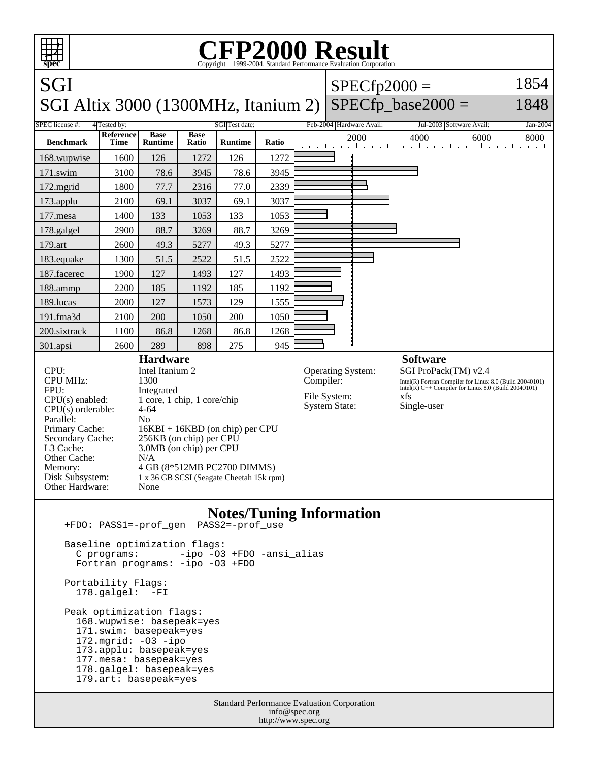# CFP2000 Result

Copyright 1999-2004, Standard Performance Evaluation Corporation

## SGI

## SGI Altix 3000 (1300MHz, Itanium 2)

SPECfp2000 = 1854

SPECfp_base2000 = 1848

| SPEC license #: | 4 | Tested by: | SGI | Test date: | Feb-2004 | Hardware Avail: | Jul-2003 | Software Avail: | Jan-2004 |
|---|---|---|---|---|---|---|---|---|---|

| Benchmark | Reference Time | Base Runtime | Base Ratio | Runtime | Ratio |
|---|---|---|---|---|---|
| 168.wupwise | 1600 | 126 | 1272 | 126 | 1272 |
| 171.swim | 3100 | 78.6 | 3945 | 78.6 | 3945 |
| 172.mgrid | 1800 | 77.7 | 2316 | 77.0 | 2339 |
| 173.applu | 2100 | 69.1 | 3037 | 69.1 | 3037 |
| 177.mesa | 1400 | 133 | 1053 | 133 | 1053 |
| 178.galgel | 2900 | 88.7 | 3269 | 88.7 | 3269 |
| 179.art | 2600 | 49.3 | 5277 | 49.3 | 5277 |
| 183.equake | 1300 | 51.5 | 2522 | 51.5 | 2522 |
| 187.facerec | 1900 | 127 | 1493 | 127 | 1493 |
| 188.ammp | 2200 | 185 | 1192 | 185 | 1192 |
| 189.lucas | 2000 | 127 | 1573 | 129 | 1555 |
| 191.fma3d | 2100 | 200 | 1050 | 200 | 1050 |
| 200.sixtrack | 1100 | 86.8 | 1268 | 86.8 | 1268 |
| 301.apsi | 2600 | 289 | 898 | 275 | 945 |

### Hardware

| | |
|---|---|
| CPU: | Intel Itanium 2 |
| CPU MHz: | 1300 |
| FPU: | Integrated |
| CPU(s) enabled: | 1 core, 1 chip, 1 core/chip |
| CPU(s) orderable: | 4-64 |
| Parallel: | No |
| Primary Cache: | 16KBI + 16KBD (on chip) per CPU |
| Secondary Cache: | 256KB (on chip) per CPU |
| L3 Cache: | 3.0MB (on chip) per CPU |
| Other Cache: | N/A |
| Memory: | 4 GB (8*512MB PC2700 DIMMS) |
| Disk Subsystem: | 1 x 36 GB SCSI (Seagate Cheetah 15k rpm) |
| Other Hardware: | None |

### Software

| | |
|---|---|
| Operating System: | SGI ProPack(TM) v2.4 |
| Compiler: | Intel(R) Fortran Compiler for Linux 8.0 (Build 20040101)<br>Intel(R) C++ Compiler for Linux 8.0 (Build 20040101) |
| File System: | xfs |
| System State: | Single-user |

### Notes/Tuning Information

```
+FDO: PASS1=-prof_gen  PASS2=-prof_use

Baseline optimization flags:
  C programs:       -ipo -O3 +FDO -ansi_alias
  Fortran programs: -ipo -O3 +FDO

Portability Flags:
  178.galgel:  -FI

Peak optimization flags:
  168.wupwise: basepeak=yes
  171.swim: basepeak=yes
  172.mgrid: -O3 -ipo
  173.applu: basepeak=yes
  177.mesa: basepeak=yes
  178.galgel: basepeak=yes
  179.art: basepeak=yes
```

Standard Performance Evaluation Corporation
info@spec.org
http://www.spec.org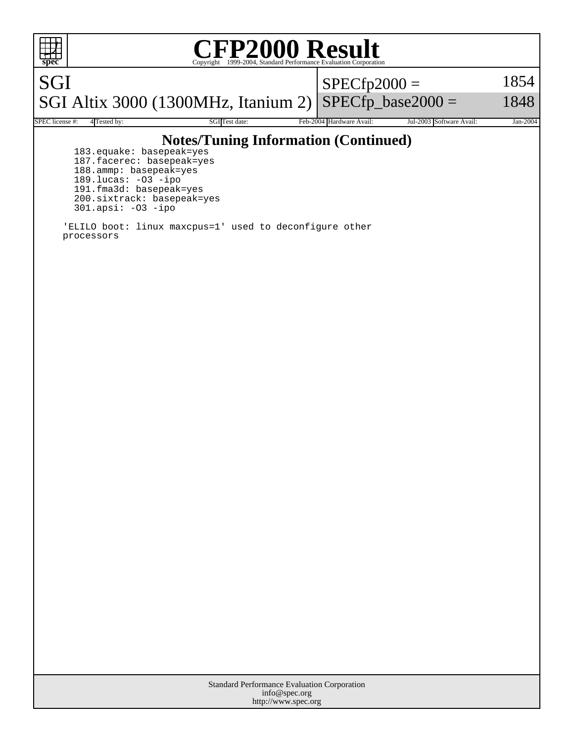# CFP2000 Result

Copyright 1999-2004, Standard Performance Evaluation Corporation

SGI
SGI Altix 3000 (1300MHz, Itanium 2)

SPECfp2000 = 1854
SPECfp_base2000 = 1848

| SPEC license #: | 4 | Tested by: | SGI | Test date: | Feb-2004 | Hardware Avail: | Jul-2003 | Software Avail: | Jan-2004 |
|---|---|---|---|---|---|---|---|---|---|

## Notes/Tuning Information (Continued)

```
   183.equake: basepeak=yes
   187.facerec: basepeak=yes
   188.ammp: basepeak=yes
   189.lucas: -O3 -ipo
   191.fma3d: basepeak=yes
   200.sixtrack: basepeak=yes
   301.apsi: -O3 -ipo

'ELILO boot: linux maxcpus=1' used to deconfigure other
processors
```

Standard Performance Evaluation Corporation
info@spec.org
http://www.spec.org